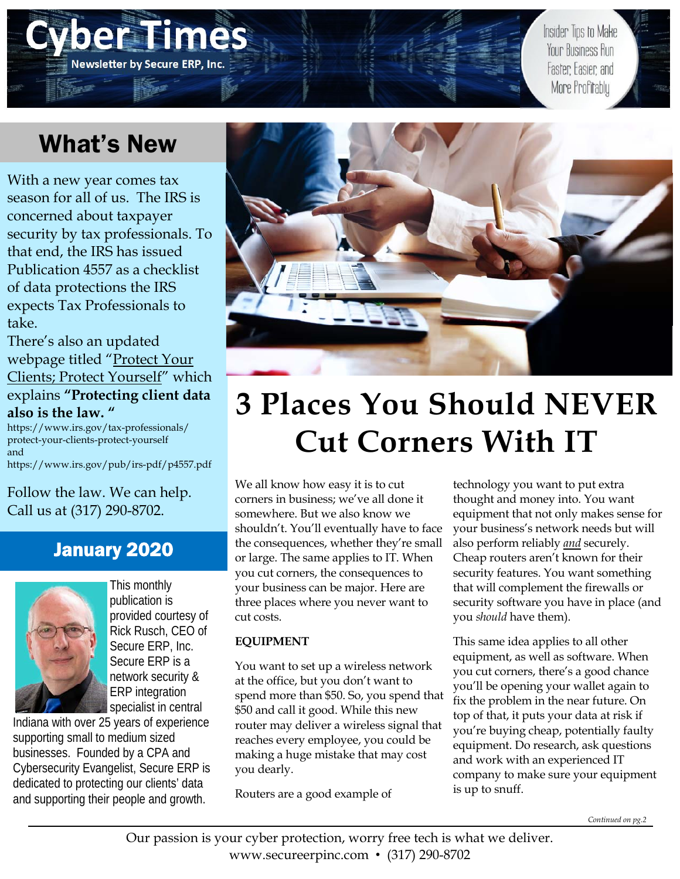# Cyber Times

**Newsletter by Secure ERP, Inc.**

Insider Tips to Make Your Business Run Faster, Easier, and More Profitably

## What's New

With a new year comes tax season for all of us. The IRS is concerned about taxpayer security by tax professionals. To that end, the IRS has issued Publication 4557 as a checklist of data protections the IRS expects Tax Professionals to take.

There's also an updated webpage titled "Protect Your Clients; Protect Yourself" which explains **"Protecting client data also is the law. "**

https://www.irs.gov/tax-professionals/protect-your-clients-protect-yourself
and
https://www.irs.gov/pub/irs-pdf/p4557.pdf

Follow the law. We can help. Call us at (317) 290-8702.

## January 2020

This monthly publication is provided courtesy of Rick Rusch, CEO of Secure ERP, Inc. Secure ERP is a network security & ERP integration specialist in central Indiana with over 25 years of experience supporting small to medium sized businesses. Founded by a CPA and Cybersecurity Evangelist, Secure ERP is dedicated to protecting our clients' data and supporting their people and growth.

# 3 Places You Should NEVER Cut Corners With IT

We all know how easy it is to cut corners in business; we've all done it somewhere. But we also know we shouldn't. You'll eventually have to face the consequences, whether they're small or large. The same applies to IT. When you cut corners, the consequences to your business can be major. Here are three places where you never want to cut costs.

**EQUIPMENT**

You want to set up a wireless network at the office, but you don't want to spend more than $50. So, you spend that $50 and call it good. While this new router may deliver a wireless signal that reaches every employee, you could be making a huge mistake that may cost you dearly.

Routers are a good example of technology you want to put extra thought and money into. You want equipment that not only makes sense for your business's network needs but will also perform reliably ***and*** securely. Cheap routers aren't known for their security features. You want something that will complement the firewalls or security software you have in place (and you *should* have them).

This same idea applies to all other equipment, as well as software. When you cut corners, there's a good chance you'll be opening your wallet again to fix the problem in the near future. On top of that, it puts your data at risk if you're buying cheap, potentially faulty equipment. Do research, ask questions and work with an experienced IT company to make sure your equipment is up to snuff.

*Continued on pg.2*

Our passion is your cyber protection, worry free tech is what we deliver.
www.secureerpinc.com • (317) 290-8702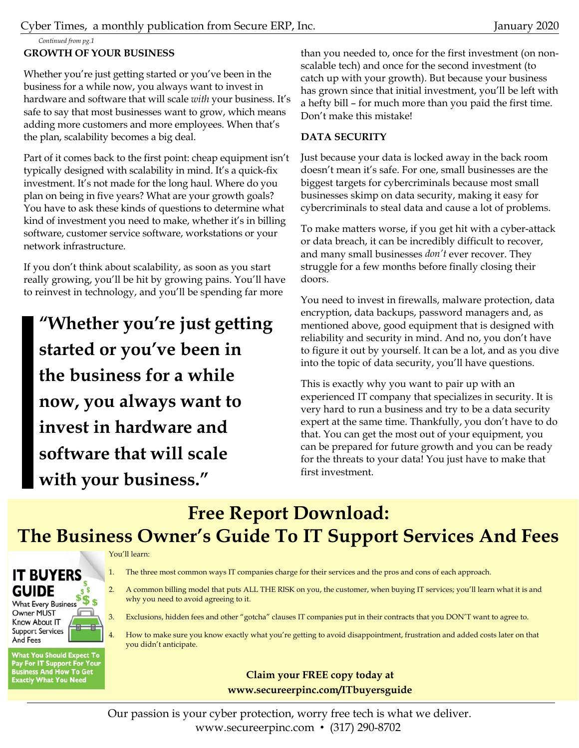*Continued from pg.1*

**GROWTH OF YOUR BUSINESS**

Whether you're just getting started or you've been in the business for a while now, you always want to invest in hardware and software that will scale *with* your business. It's safe to say that most businesses want to grow, which means adding more customers and more employees. When that's the plan, scalability becomes a big deal.

Part of it comes back to the first point: cheap equipment isn't typically designed with scalability in mind. It's a quick-fix investment. It's not made for the long haul. Where do you plan on being in five years? What are your growth goals? You have to ask these kinds of questions to determine what kind of investment you need to make, whether it's in billing software, customer service software, workstations or your network infrastructure.

If you don't think about scalability, as soon as you start really growing, you'll be hit by growing pains. You'll have to reinvest in technology, and you'll be spending far more than you needed to, once for the first investment (on non-scalable tech) and once for the second investment (to catch up with your growth). But because your business has grown since that initial investment, you'll be left with a hefty bill – for much more than you paid the first time. Don't make this mistake!

> **"Whether you're just getting started or you've been in the business for a while now, you always want to invest in hardware and software that will scale with your business."**

**DATA SECURITY**

Just because your data is locked away in the back room doesn't mean it's safe. For one, small businesses are the biggest targets for cybercriminals because most small businesses skimp on data security, making it easy for cybercriminals to steal data and cause a lot of problems.

To make matters worse, if you get hit with a cyber-attack or data breach, it can be incredibly difficult to recover, and many small businesses *don't* ever recover. They struggle for a few months before finally closing their doors.

You need to invest in firewalls, malware protection, data encryption, data backups, password managers and, as mentioned above, good equipment that is designed with reliability and security in mind. And no, you don't have to figure it out by yourself. It can be a lot, and as you dive into the topic of data security, you'll have questions.

This is exactly why you want to pair up with an experienced IT company that specializes in security. It is very hard to run a business and try to be a data security expert at the same time. Thankfully, you don't have to do that. You can get the most out of your equipment, you can be prepared for future growth and you can be ready for the threats to your data! You just have to make that first investment.

## Free Report Download: The Business Owner's Guide To IT Support Services And Fees

**IT BUYERS GUIDE**
What Every Business Owner MUST Know About IT Support Services And Fees

**What You Should Expect To Pay For IT Support For Your Business And How To Get Exactly What You Need**

You'll learn:

1. The three most common ways IT companies charge for their services and the pros and cons of each approach.
2. A common billing model that puts ALL THE RISK on you, the customer, when buying IT services; you'll learn what it is and why you need to avoid agreeing to it.
3. Exclusions, hidden fees and other "gotcha" clauses IT companies put in their contracts that you DON'T want to agree to.
4. How to make sure you know exactly what you're getting to avoid disappointment, frustration and added costs later on that you didn't anticipate.

**Claim your FREE copy today at www.secureerpinc.com/ITbuyersguide**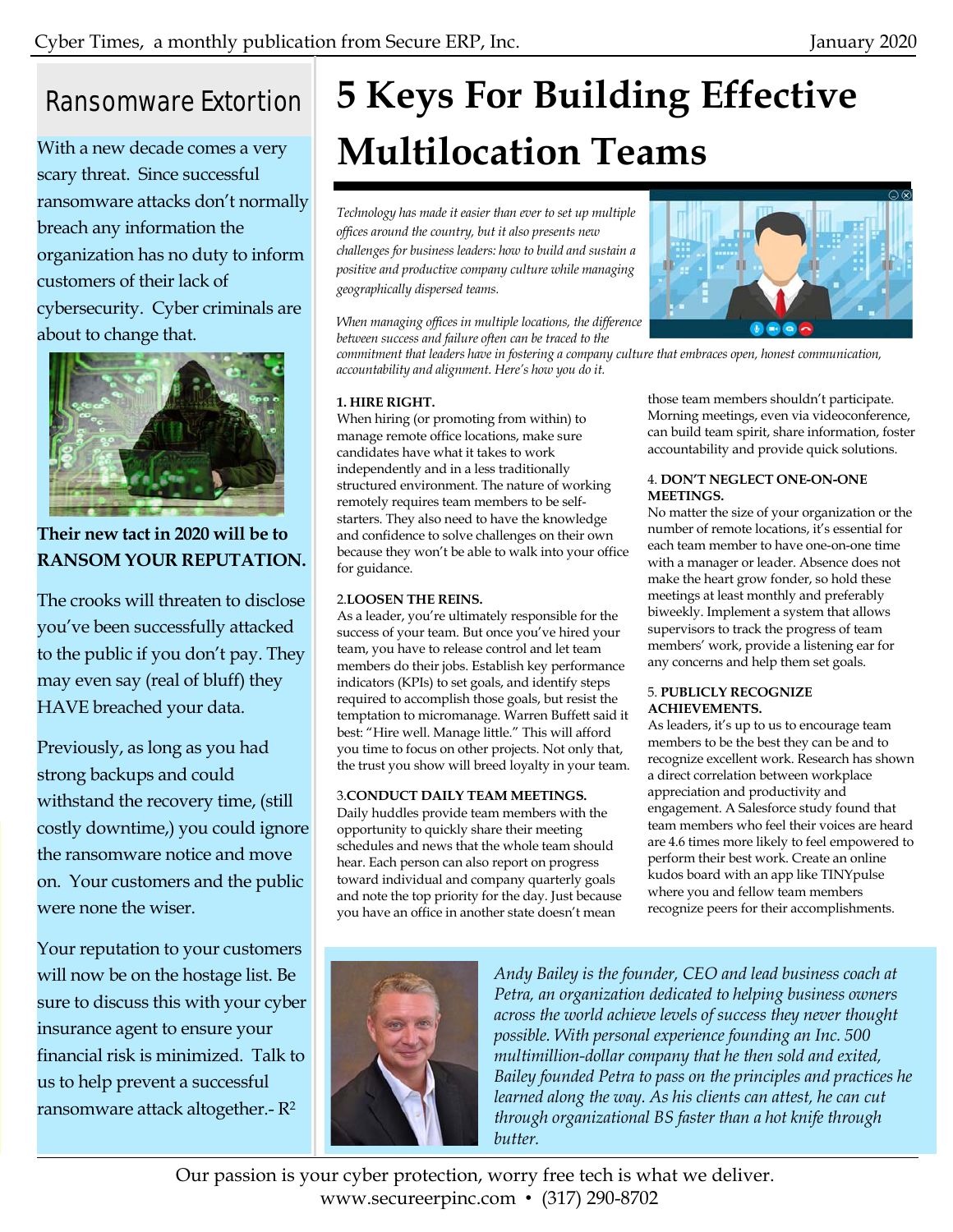## Ransomware Extortion

With a new decade comes a very scary threat. Since successful ransomware attacks don't normally breach any information the organization has no duty to inform customers of their lack of cybersecurity. Cyber criminals are about to change that.

**Their new tact in 2020 will be to RANSOM YOUR REPUTATION.**

The crooks will threaten to disclose you've been successfully attacked to the public if you don't pay. They may even say (real of bluff) they HAVE breached your data.

Previously, as long as you had strong backups and could withstand the recovery time, (still costly downtime,) you could ignore the ransomware notice and move on. Your customers and the public were none the wiser.

Your reputation to your customers will now be on the hostage list. Be sure to discuss this with your cyber insurance agent to ensure your financial risk is minimized. Talk to us to help prevent a successful ransomware attack altogether.- $R^2$

# 5 Keys For Building Effective Multilocation Teams

*Technology has made it easier than ever to set up multiple offices around the country, but it also presents new challenges for business leaders: how to build and sustain a positive and productive company culture while managing geographically dispersed teams.*

*When managing offices in multiple locations, the difference between success and failure often can be traced to the commitment that leaders have in fostering a company culture that embraces open, honest communication, accountability and alignment. Here's how you do it.*

**1. HIRE RIGHT.**
When hiring (or promoting from within) to manage remote office locations, make sure candidates have what it takes to work independently and in a less traditionally structured environment. The nature of working remotely requires team members to be self-starters. They also need to have the knowledge and confidence to solve challenges on their own because they won't be able to walk into your office for guidance.

2.**LOOSEN THE REINS.**
As a leader, you're ultimately responsible for the success of your team. But once you've hired your team, you have to release control and let team members do their jobs. Establish key performance indicators (KPIs) to set goals, and identify steps required to accomplish those goals, but resist the temptation to micromanage. Warren Buffett said it best: "Hire well. Manage little." This will afford you time to focus on other projects. Not only that, the trust you show will breed loyalty in your team.

3.**CONDUCT DAILY TEAM MEETINGS.**
Daily huddles provide team members with the opportunity to quickly share their meeting schedules and news that the whole team should hear. Each person can also report on progress toward individual and company quarterly goals and note the top priority for the day. Just because you have an office in another state doesn't mean those team members shouldn't participate. Morning meetings, even via videoconference, can build team spirit, share information, foster accountability and provide quick solutions.

4. **DON'T NEGLECT ONE-ON-ONE MEETINGS.**
No matter the size of your organization or the number of remote locations, it's essential for each team member to have one-on-one time with a manager or leader. Absence does not make the heart grow fonder, so hold these meetings at least monthly and preferably biweekly. Implement a system that allows supervisors to track the progress of team members' work, provide a listening ear for any concerns and help them set goals.

5. **PUBLICLY RECOGNIZE ACHIEVEMENTS.**
As leaders, it's up to us to encourage team members to be the best they can be and to recognize excellent work. Research has shown a direct correlation between workplace appreciation and productivity and engagement. A Salesforce study found that team members who feel their voices are heard are 4.6 times more likely to feel empowered to perform their best work. Create an online kudos board with an app like TINYpulse where you and fellow team members recognize peers for their accomplishments.

*Andy Bailey is the founder, CEO and lead business coach at Petra, an organization dedicated to helping business owners across the world achieve levels of success they never thought possible. With personal experience founding an Inc. 500 multimillion-dollar company that he then sold and exited, Bailey founded Petra to pass on the principles and practices he learned along the way. As his clients can attest, he can cut through organizational BS faster than a hot knife through butter.*

Our passion is your cyber protection, worry free tech is what we deliver.
www.secureerpinc.com • (317) 290-8702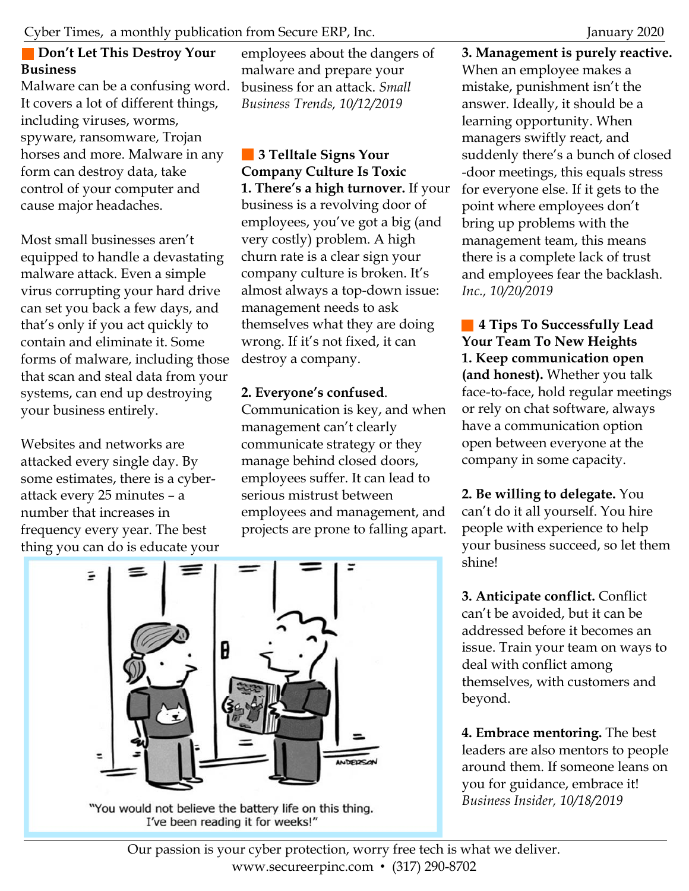## Don't Let This Destroy Your Business

Malware can be a confusing word. It covers a lot of different things, including viruses, worms, spyware, ransomware, Trojan horses and more. Malware in any form can destroy data, take control of your computer and cause major headaches.

Most small businesses aren't equipped to handle a devastating malware attack. Even a simple virus corrupting your hard drive can set you back a few days, and that's only if you act quickly to contain and eliminate it. Some forms of malware, including those that scan and steal data from your systems, can end up destroying your business entirely.

Websites and networks are attacked every single day. By some estimates, there is a cyber-attack every 25 minutes – a number that increases in frequency every year. The best thing you can do is educate your employees about the dangers of malware and prepare your business for an attack. *Small Business Trends, 10/12/2019*

## 3 Telltale Signs Your Company Culture Is Toxic

**1. There's a high turnover.** If your business is a revolving door of employees, you've got a big (and very costly) problem. A high churn rate is a clear sign your company culture is broken. It's almost always a top-down issue: management needs to ask themselves what they are doing wrong. If it's not fixed, it can destroy a company.

**2. Everyone's confused**. Communication is key, and when management can't clearly communicate strategy or they manage behind closed doors, employees suffer. It can lead to serious mistrust between employees and management, and projects are prone to falling apart.

**3. Management is purely reactive.** When an employee makes a mistake, punishment isn't the answer. Ideally, it should be a learning opportunity. When managers swiftly react, and suddenly there's a bunch of closed-door meetings, this equals stress for everyone else. If it gets to the point where employees don't bring up problems with the management team, this means there is a complete lack of trust and employees fear the backlash. *Inc., 10/20/2019*

"You would not believe the battery life on this thing. I've been reading it for weeks!"

## 4 Tips To Successfully Lead Your Team To New Heights

**1. Keep communication open (and honest).** Whether you talk face-to-face, hold regular meetings or rely on chat software, always have a communication option open between everyone at the company in some capacity.

**2. Be willing to delegate.** You can't do it all yourself. You hire people with experience to help your business succeed, so let them shine!

**3. Anticipate conflict.** Conflict can't be avoided, but it can be addressed before it becomes an issue. Train your team on ways to deal with conflict among themselves, with customers and beyond.

**4. Embrace mentoring.** The best leaders are also mentors to people around them. If someone leans on you for guidance, embrace it! *Business Insider, 10/18/2019*

Our passion is your cyber protection, worry free tech is what we deliver.
www.secureerpinc.com • (317) 290-8702